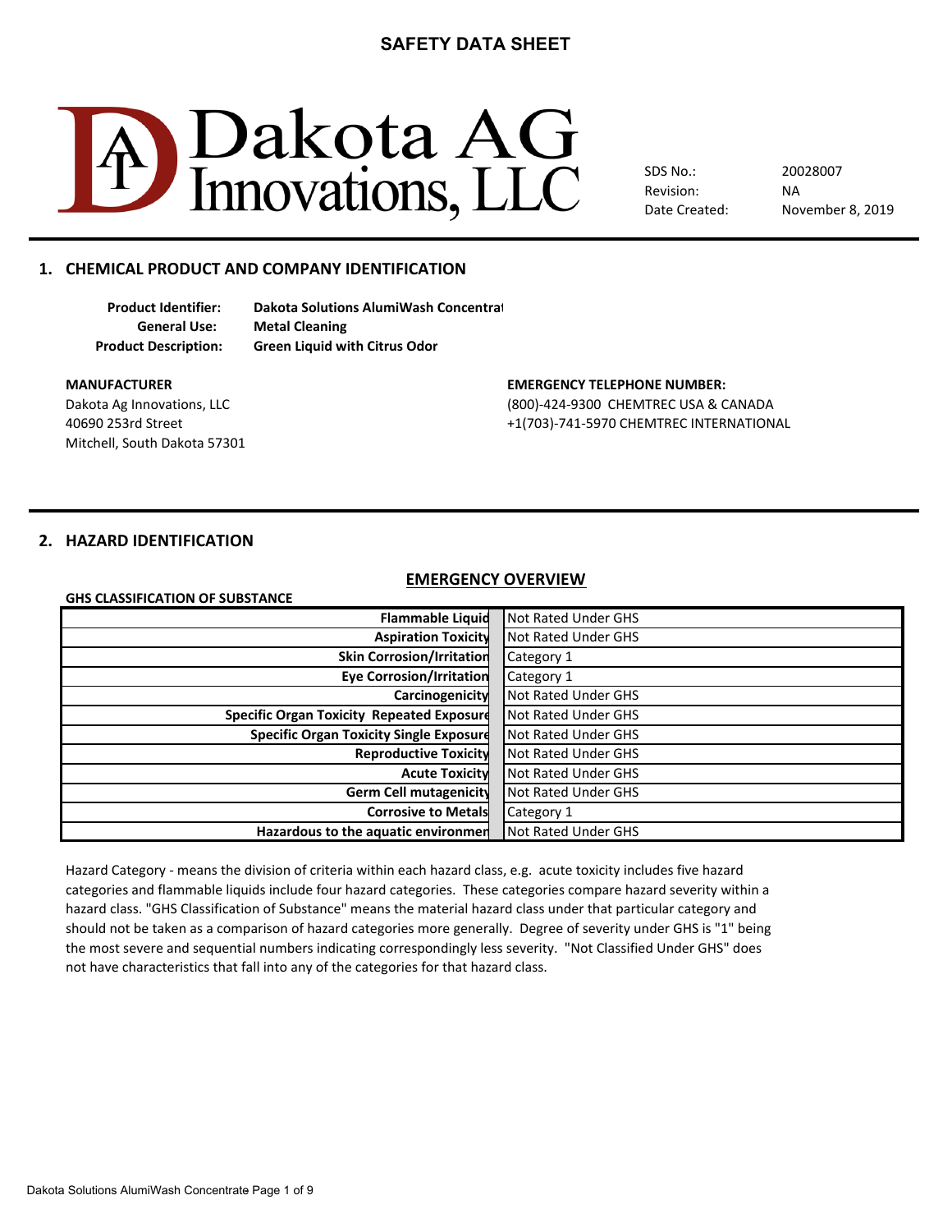# SAFETY DATA SHEET

**Dakota AG Innovations, LLC**

| | |
|---|---|
| SDS No.: | 20028007 |
| Revision: | NA |
| Date Created: | November 8, 2019 |

## 1. CHEMICAL PRODUCT AND COMPANY IDENTIFICATION

**Product Identifier:** **Dakota Solutions AlumiWash Concentrat**
**General Use:** **Metal Cleaning**
**Product Description:** **Green Liquid with Citrus Odor**

**MANUFACTURER**
Dakota Ag Innovations, LLC
40690 253rd Street
Mitchell, South Dakota 57301

**EMERGENCY TELEPHONE NUMBER:**
(800)-424-9300 CHEMTREC USA & CANADA
+1(703)-741-5970 CHEMTREC INTERNATIONAL

## 2. HAZARD IDENTIFICATION

### EMERGENCY OVERVIEW

**GHS CLASSIFICATION OF SUBSTANCE**

| Hazard Class | Classification |
|---|---|
| **Flammable Liquid** | Not Rated Under GHS |
| **Aspiration Toxicity** | Not Rated Under GHS |
| **Skin Corrosion/Irritation** | Category 1 |
| **Eye Corrosion/Irritation** | Category 1 |
| **Carcinogenicity** | Not Rated Under GHS |
| **Specific Organ Toxicity Repeated Exposure** | Not Rated Under GHS |
| **Specific Organ Toxicity Single Exposure** | Not Rated Under GHS |
| **Reproductive Toxicity** | Not Rated Under GHS |
| **Acute Toxicity** | Not Rated Under GHS |
| **Germ Cell mutagenicity** | Not Rated Under GHS |
| **Corrosive to Metals** | Category 1 |
| **Hazardous to the aquatic environmen** | Not Rated Under GHS |

Hazard Category - means the division of criteria within each hazard class, e.g. acute toxicity includes five hazard categories and flammable liquids include four hazard categories. These categories compare hazard severity within a hazard class. "GHS Classification of Substance" means the material hazard class under that particular category and should not be taken as a comparison of hazard categories more generally. Degree of severity under GHS is "1" being the most severe and sequential numbers indicating correspondingly less severity. "Not Classified Under GHS" does not have characteristics that fall into any of the categories for that hazard class.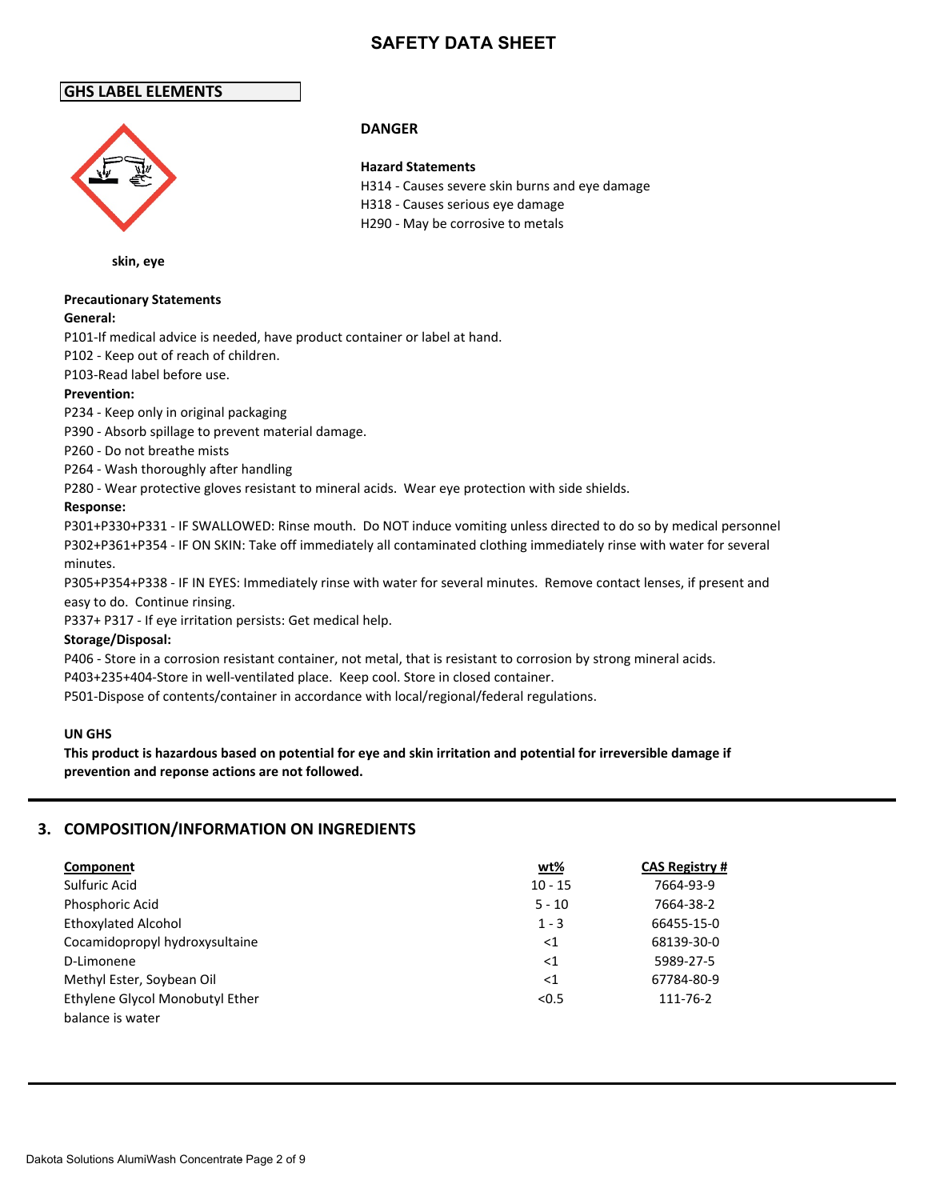# SAFETY DATA SHEET

## GHS LABEL ELEMENTS

**DANGER**

**Hazard Statements**

H314 - Causes severe skin burns and eye damage
H318 - Causes serious eye damage
H290 - May be corrosive to metals

**skin, eye**

**Precautionary Statements**

**General:**

P101-If medical advice is needed, have product container or label at hand.
P102 - Keep out of reach of children.
P103-Read label before use.

**Prevention:**

P234 - Keep only in original packaging
P390 - Absorb spillage to prevent material damage.
P260 - Do not breathe mists
P264 - Wash thoroughly after handling
P280 - Wear protective gloves resistant to mineral acids. Wear eye protection with side shields.

**Response:**

P301+P330+P331 - IF SWALLOWED: Rinse mouth. Do NOT induce vomiting unless directed to do so by medical personnel
P302+P361+P354 - IF ON SKIN: Take off immediately all contaminated clothing immediately rinse with water for several minutes.
P305+P354+P338 - IF IN EYES: Immediately rinse with water for several minutes. Remove contact lenses, if present and easy to do. Continue rinsing.
P337+ P317 - If eye irritation persists: Get medical help.

**Storage/Disposal:**

P406 - Store in a corrosion resistant container, not metal, that is resistant to corrosion by strong mineral acids.
P403+235+404-Store in well-ventilated place. Keep cool. Store in closed container.
P501-Dispose of contents/container in accordance with local/regional/federal regulations.

**UN GHS**

**This product is hazardous based on potential for eye and skin irritation and potential for irreversible damage if prevention and reponse actions are not followed.**

## 3. COMPOSITION/INFORMATION ON INGREDIENTS

| Component | wt% | CAS Registry # |
|---|---|---|
| Sulfuric Acid | 10 - 15 | 7664-93-9 |
| Phosphoric Acid | 5 - 10 | 7664-38-2 |
| Ethoxylated Alcohol | 1 - 3 | 66455-15-0 |
| Cocamidopropyl hydroxysultaine | <1 | 68139-30-0 |
| D-Limonene | <1 | 5989-27-5 |
| Methyl Ester, Soybean Oil | <1 | 67784-80-9 |
| Ethylene Glycol Monobutyl Ether | <0.5 | 111-76-2 |
| balance is water | | |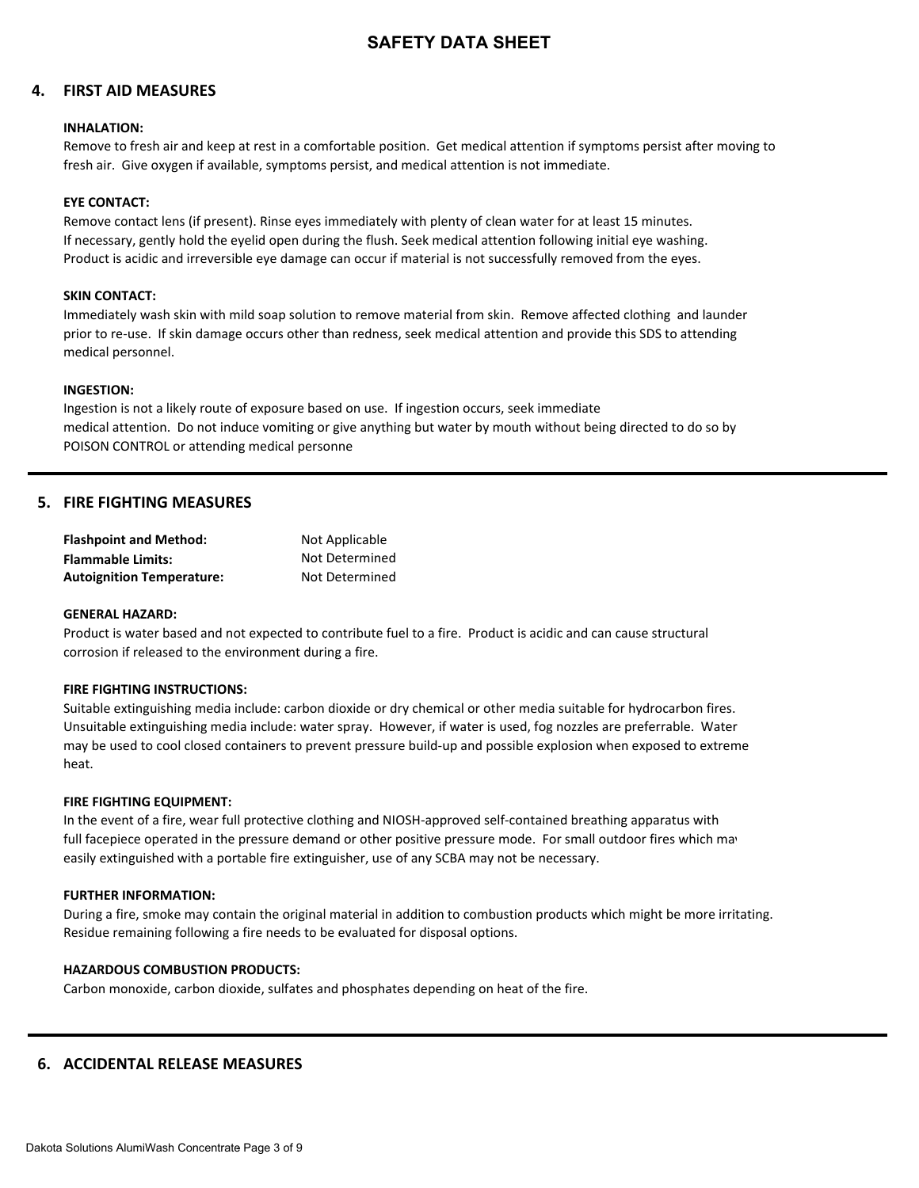# SAFETY DATA SHEET

## 4. FIRST AID MEASURES

**INHALATION:**

Remove to fresh air and keep at rest in a comfortable position. Get medical attention if symptoms persist after moving to fresh air. Give oxygen if available, symptoms persist, and medical attention is not immediate.

**EYE CONTACT:**

Remove contact lens (if present). Rinse eyes immediately with plenty of clean water for at least 15 minutes. If necessary, gently hold the eyelid open during the flush. Seek medical attention following initial eye washing. Product is acidic and irreversible eye damage can occur if material is not successfully removed from the eyes.

**SKIN CONTACT:**

Immediately wash skin with mild soap solution to remove material from skin. Remove affected clothing and launder prior to re-use. If skin damage occurs other than redness, seek medical attention and provide this SDS to attending medical personnel.

**INGESTION:**

Ingestion is not a likely route of exposure based on use. If ingestion occurs, seek immediate medical attention. Do not induce vomiting or give anything but water by mouth without being directed to do so by POISON CONTROL or attending medical personne

## 5. FIRE FIGHTING MEASURES

| | |
|---|---|
| **Flashpoint and Method:** | Not Applicable |
| **Flammable Limits:** | Not Determined |
| **Autoignition Temperature:** | Not Determined |

**GENERAL HAZARD:**

Product is water based and not expected to contribute fuel to a fire. Product is acidic and can cause structural corrosion if released to the environment during a fire.

**FIRE FIGHTING INSTRUCTIONS:**

Suitable extinguishing media include: carbon dioxide or dry chemical or other media suitable for hydrocarbon fires. Unsuitable extinguishing media include: water spray. However, if water is used, fog nozzles are preferrable. Water may be used to cool closed containers to prevent pressure build-up and possible explosion when exposed to extreme heat.

**FIRE FIGHTING EQUIPMENT:**

In the event of a fire, wear full protective clothing and NIOSH-approved self-contained breathing apparatus with full facepiece operated in the pressure demand or other positive pressure mode. For small outdoor fires which may easily extinguished with a portable fire extinguisher, use of any SCBA may not be necessary.

**FURTHER INFORMATION:**

During a fire, smoke may contain the original material in addition to combustion products which might be more irritating. Residue remaining following a fire needs to be evaluated for disposal options.

**HAZARDOUS COMBUSTION PRODUCTS:**

Carbon monoxide, carbon dioxide, sulfates and phosphates depending on heat of the fire.

## 6. ACCIDENTAL RELEASE MEASURES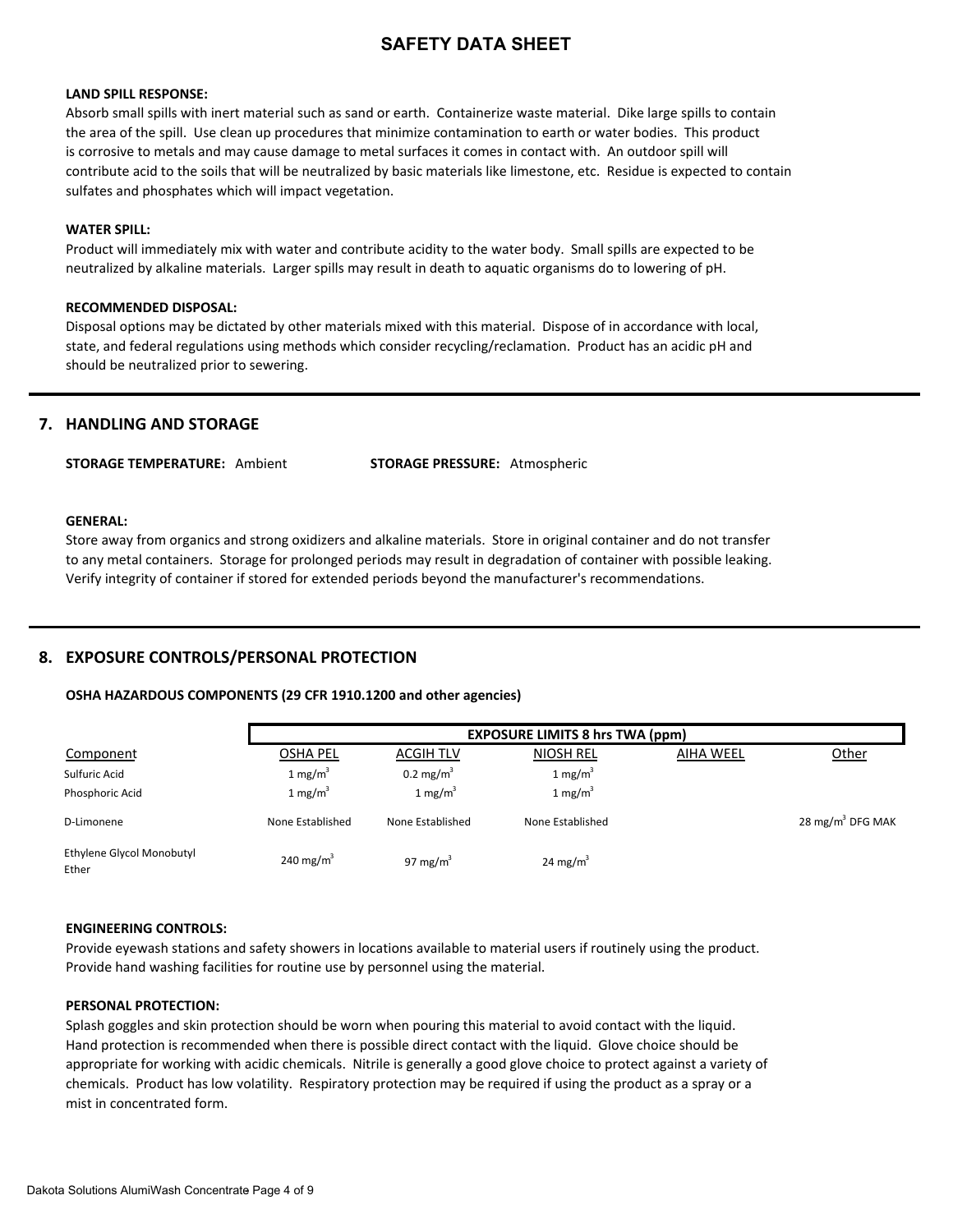**LAND SPILL RESPONSE:**

Absorb small spills with inert material such as sand or earth. Containerize waste material. Dike large spills to contain the area of the spill. Use clean up procedures that minimize contamination to earth or water bodies. This product is corrosive to metals and may cause damage to metal surfaces it comes in contact with. An outdoor spill will contribute acid to the soils that will be neutralized by basic materials like limestone, etc. Residue is expected to contain sulfates and phosphates which will impact vegetation.

**WATER SPILL:**

Product will immediately mix with water and contribute acidity to the water body. Small spills are expected to be neutralized by alkaline materials. Larger spills may result in death to aquatic organisms do to lowering of pH.

**RECOMMENDED DISPOSAL:**

Disposal options may be dictated by other materials mixed with this material. Dispose of in accordance with local, state, and federal regulations using methods which consider recycling/reclamation. Product has an acidic pH and should be neutralized prior to sewering.

## 7. HANDLING AND STORAGE

**STORAGE TEMPERATURE:** Ambient **STORAGE PRESSURE:** Atmospheric

**GENERAL:**

Store away from organics and strong oxidizers and alkaline materials. Store in original container and do not transfer to any metal containers. Storage for prolonged periods may result in degradation of container with possible leaking. Verify integrity of container if stored for extended periods beyond the manufacturer's recommendations.

## 8. EXPOSURE CONTROLS/PERSONAL PROTECTION

**OSHA HAZARDOUS COMPONENTS (29 CFR 1910.1200 and other agencies)**

| | EXPOSURE LIMITS 8 hrs TWA (ppm) | | | | |
|---|---|---|---|---|---|
| Component | OSHA PEL | ACGIH TLV | NIOSH REL | AIHA WEEL | Other |
| Sulfuric Acid | 1 $mg/m^3$ | 0.2 $mg/m^3$ | 1 $mg/m^3$ | | |
| Phosphoric Acid | 1 $mg/m^3$ | 1 $mg/m^3$ | 1 $mg/m^3$ | | |
| D-Limonene | None Established | None Established | None Established | | 28 $mg/m^3$ DFG MAK |
| Ethylene Glycol Monobutyl Ether | 240 $mg/m^3$ | 97 $mg/m^3$ | 24 $mg/m^3$ | | |

**ENGINEERING CONTROLS:**

Provide eyewash stations and safety showers in locations available to material users if routinely using the product. Provide hand washing facilities for routine use by personnel using the material.

**PERSONAL PROTECTION:**

Splash goggles and skin protection should be worn when pouring this material to avoid contact with the liquid. Hand protection is recommended when there is possible direct contact with the liquid. Glove choice should be appropriate for working with acidic chemicals. Nitrile is generally a good glove choice to protect against a variety of chemicals. Product has low volatility. Respiratory protection may be required if using the product as a spray or a mist in concentrated form.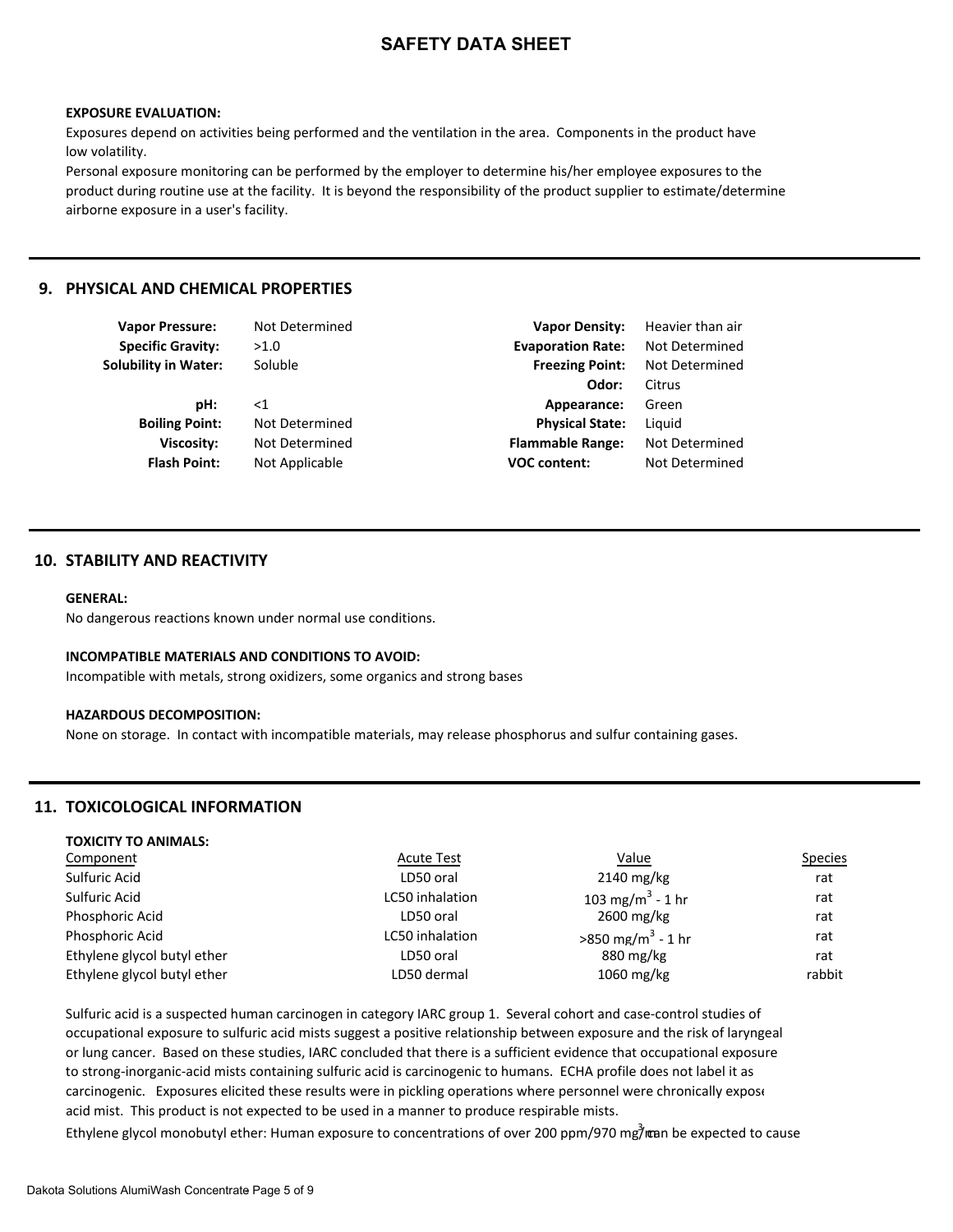#### EXPOSURE EVALUATION:

Exposures depend on activities being performed and the ventilation in the area. Components in the product have low volatility.

Personal exposure monitoring can be performed by the employer to determine his/her employee exposures to the product during routine use at the facility. It is beyond the responsibility of the product supplier to estimate/determine airborne exposure in a user's facility.

## 9. PHYSICAL AND CHEMICAL PROPERTIES

| | | | |
|---|---|---|---|
| **Vapor Pressure:** | Not Determined | **Vapor Density:** | Heavier than air |
| **Specific Gravity:** | >1.0 | **Evaporation Rate:** | Not Determined |
| **Solubility in Water:** | Soluble | **Freezing Point:** | Not Determined |
| | | **Odor:** | Citrus |
| **pH:** | <1 | **Appearance:** | Green |
| **Boiling Point:** | Not Determined | **Physical State:** | Liquid |
| **Viscosity:** | Not Determined | **Flammable Range:** | Not Determined |
| **Flash Point:** | Not Applicable | **VOC content:** | Not Determined |

## 10. STABILITY AND REACTIVITY

#### GENERAL:

No dangerous reactions known under normal use conditions.

#### INCOMPATIBLE MATERIALS AND CONDITIONS TO AVOID:

Incompatible with metals, strong oxidizers, some organics and strong bases

#### HAZARDOUS DECOMPOSITION:

None on storage. In contact with incompatible materials, may release phosphorus and sulfur containing gases.

## 11. TOXICOLOGICAL INFORMATION

#### TOXICITY TO ANIMALS:

| Component | Acute Test | Value | Species |
|---|---|---|---|
| Sulfuric Acid | LD50 oral | 2140 mg/kg | rat |
| Sulfuric Acid | LC50 inhalation | 103 $mg/m^3$ - 1 hr | rat |
| Phosphoric Acid | LD50 oral | 2600 mg/kg | rat |
| Phosphoric Acid | LC50 inhalation | >850 $mg/m^3$ - 1 hr | rat |
| Ethylene glycol butyl ether | LD50 oral | 880 mg/kg | rat |
| Ethylene glycol butyl ether | LD50 dermal | 1060 mg/kg | rabbit |

Sulfuric acid is a suspected human carcinogen in category IARC group 1. Several cohort and case-control studies of occupational exposure to sulfuric acid mists suggest a positive relationship between exposure and the risk of laryngeal or lung cancer. Based on these studies, IARC concluded that there is a sufficient evidence that occupational exposure to strong-inorganic-acid mists containing sulfuric acid is carcinogenic to humans. ECHA profile does not label it as carcinogenic. Exposures elicited these results were in pickling operations where personnel were chronically expose acid mist. This product is not expected to be used in a manner to produce respirable mists.

Ethylene glycol monobutyl ether: Human exposure to concentrations of over 200 ppm/970 $mg/m^3$ can be expected to cause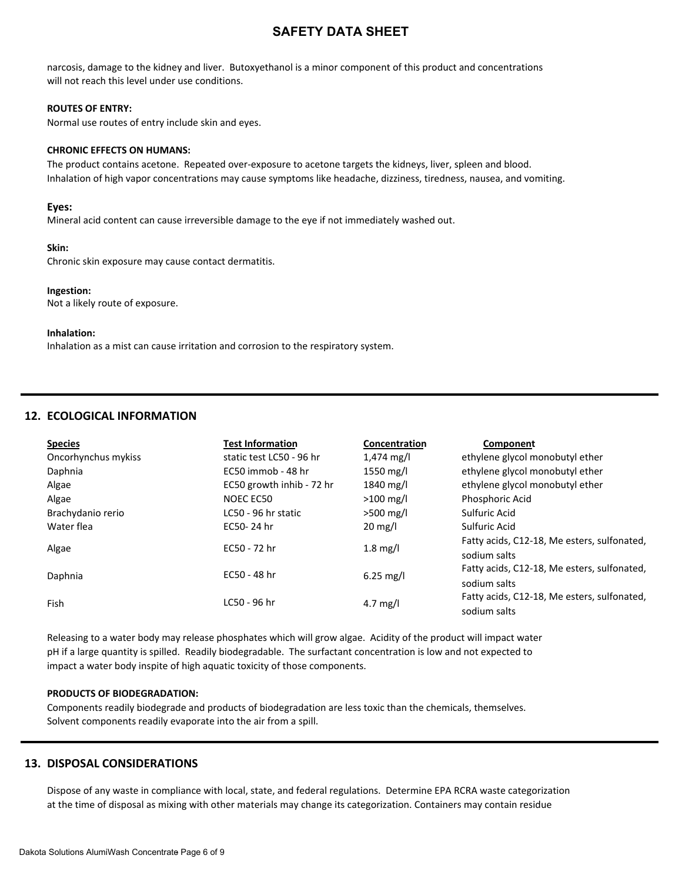narcosis, damage to the kidney and liver. Butoxyethanol is a minor component of this product and concentrations will not reach this level under use conditions.

**ROUTES OF ENTRY:**

Normal use routes of entry include skin and eyes.

**CHRONIC EFFECTS ON HUMANS:**

The product contains acetone. Repeated over-exposure to acetone targets the kidneys, liver, spleen and blood. Inhalation of high vapor concentrations may cause symptoms like headache, dizziness, tiredness, nausea, and vomiting.

**Eyes:**

Mineral acid content can cause irreversible damage to the eye if not immediately washed out.

**Skin:**

Chronic skin exposure may cause contact dermatitis.

**Ingestion:**

Not a likely route of exposure.

**Inhalation:**

Inhalation as a mist can cause irritation and corrosion to the respiratory system.

## 12. ECOLOGICAL INFORMATION

| Species | Test Information | Concentration | Component |
|---|---|---|---|
| Oncorhynchus mykiss | static test LC50 - 96 hr | 1,474 mg/l | ethylene glycol monobutyl ether |
| Daphnia | EC50 immob - 48 hr | 1550 mg/l | ethylene glycol monobutyl ether |
| Algae | EC50 growth inhib - 72 hr | 1840 mg/l | ethylene glycol monobutyl ether |
| Algae | NOEC EC50 | >100 mg/l | Phosphoric Acid |
| Brachydanio rerio | LC50 - 96 hr static | >500 mg/l | Sulfuric Acid |
| Water flea | EC50- 24 hr | 20 mg/l | Sulfuric Acid |
| Algae | EC50 - 72 hr | 1.8 mg/l | Fatty acids, C12-18, Me esters, sulfonated, sodium salts |
| Daphnia | EC50 - 48 hr | 6.25 mg/l | Fatty acids, C12-18, Me esters, sulfonated, sodium salts |
| Fish | LC50 - 96 hr | 4.7 mg/l | Fatty acids, C12-18, Me esters, sulfonated, sodium salts |

Releasing to a water body may release phosphates which will grow algae. Acidity of the product will impact water pH if a large quantity is spilled. Readily biodegradable. The surfactant concentration is low and not expected to impact a water body inspite of high aquatic toxicity of those components.

**PRODUCTS OF BIODEGRADATION:**

Components readily biodegrade and products of biodegradation are less toxic than the chemicals, themselves. Solvent components readily evaporate into the air from a spill.

## 13. DISPOSAL CONSIDERATIONS

Dispose of any waste in compliance with local, state, and federal regulations. Determine EPA RCRA waste categorization at the time of disposal as mixing with other materials may change its categorization. Containers may contain residue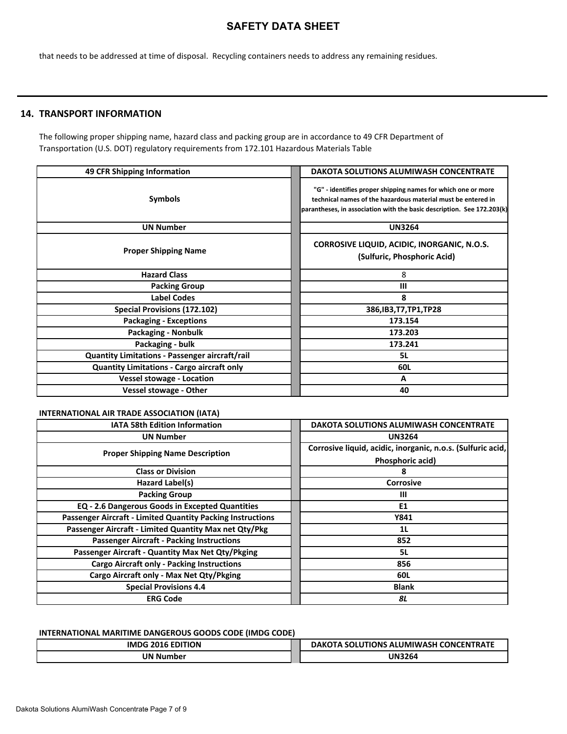that needs to be addressed at time of disposal. Recycling containers needs to address any remaining residues.

## 14. TRANSPORT INFORMATION

The following proper shipping name, hazard class and packing group are in accordance to 49 CFR Department of Transportation (U.S. DOT) regulatory requirements from 172.101 Hazardous Materials Table

| 49 CFR Shipping Information | DAKOTA SOLUTIONS ALUMIWASH CONCENTRATE |
|---|---|
| Symbols | "G" - identifies proper shipping names for which one or more technical names of the hazardous material must be entered in parantheses, in association with the basic description. See 172.203(k) |
| UN Number | UN3264 |
| Proper Shipping Name | CORROSIVE LIQUID, ACIDIC, INORGANIC, N.O.S. (Sulfuric, Phosphoric Acid) |
| Hazard Class | 8 |
| Packing Group | III |
| Label Codes | 8 |
| Special Provisions (172.102) | 386,IB3,T7,TP1,TP28 |
| Packaging - Exceptions | 173.154 |
| Packaging - Nonbulk | 173.203 |
| Packaging - bulk | 173.241 |
| Quantity Limitations - Passenger aircraft/rail | 5L |
| Quantity Limitations - Cargo aircraft only | 60L |
| Vessel stowage - Location | A |
| Vessel stowage - Other | 40 |

**INTERNATIONAL AIR TRADE ASSOCIATION (IATA)**

| IATA 58th Edition Information | DAKOTA SOLUTIONS ALUMIWASH CONCENTRATE |
|---|---|
| UN Number | UN3264 |
| Proper Shipping Name Description | Corrosive liquid, acidic, inorganic, n.o.s. (Sulfuric acid, Phosphoric acid) |
| Class or Division | 8 |
| Hazard Label(s) | Corrosive |
| Packing Group | III |
| EQ - 2.6 Dangerous Goods in Excepted Quantities | E1 |
| Passenger Aircraft - Limited Quantity Packing Instructions | Y841 |
| Passenger Aircraft - Limited Quantity Max net Qty/Pkg | 1L |
| Passenger Aircraft - Packing Instructions | 852 |
| Passenger Aircraft - Quantity Max Net Qty/Pkging | 5L |
| Cargo Aircraft only - Packing Instructions | 856 |
| Cargo Aircraft only - Max Net Qty/Pkging | 60L |
| Special Provisions 4.4 | Blank |
| ERG Code | *8L* |

**INTERNATIONAL MARITIME DANGEROUS GOODS CODE (IMDG CODE)**

| IMDG 2016 EDITION | DAKOTA SOLUTIONS ALUMIWASH CONCENTRATE |
|---|---|
| UN Number | UN3264 |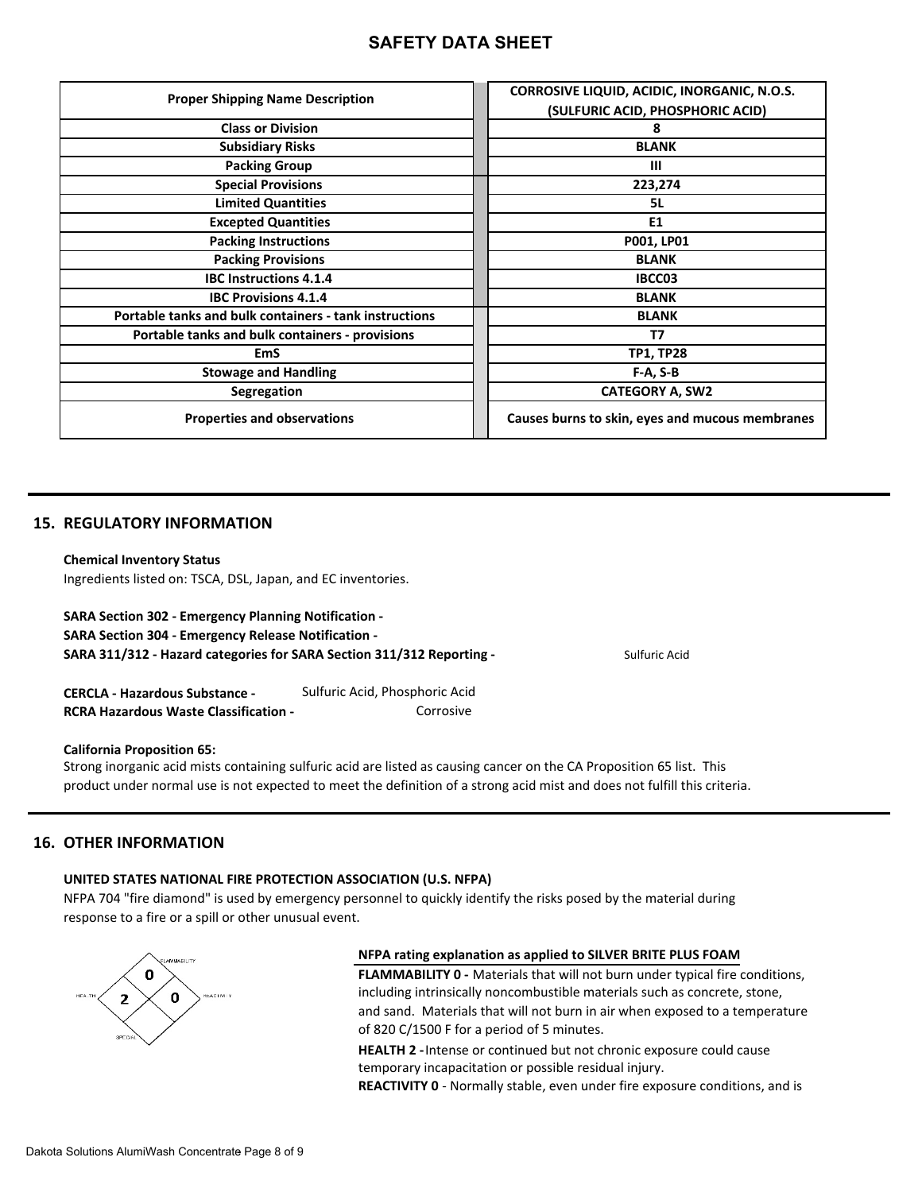# SAFETY DATA SHEET

| Proper Shipping Name Description | CORROSIVE LIQUID, ACIDIC, INORGANIC, N.O.S. (SULFURIC ACID, PHOSPHORIC ACID) |
|---|---|
| Class or Division | 8 |
| Subsidiary Risks | BLANK |
| Packing Group | III |
| Special Provisions | 223,274 |
| Limited Quantities | 5L |
| Excepted Quantities | E1 |
| Packing Instructions | P001, LP01 |
| Packing Provisions | BLANK |
| IBC Instructions 4.1.4 | IBCC03 |
| IBC Provisions 4.1.4 | BLANK |
| Portable tanks and bulk containers - tank instructions | BLANK |
| Portable tanks and bulk containers - provisions | T7 |
| EmS | TP1, TP28 |
| Stowage and Handling | F-A, S-B |
| Segregation | CATEGORY A, SW2 |
| Properties and observations | Causes burns to skin, eyes and mucous membranes |

## 15. REGULATORY INFORMATION

**Chemical Inventory Status**
Ingredients listed on: TSCA, DSL, Japan, and EC inventories.

**SARA Section 302 - Emergency Planning Notification -**
**SARA Section 304 - Emergency Release Notification -**
**SARA 311/312 - Hazard categories for SARA Section 311/312 Reporting -** Sulfuric Acid

**CERCLA - Hazardous Substance -** Sulfuric Acid, Phosphoric Acid
**RCRA Hazardous Waste Classification -** Corrosive

**California Proposition 65:**
Strong inorganic acid mists containing sulfuric acid are listed as causing cancer on the CA Proposition 65 list. This product under normal use is not expected to meet the definition of a strong acid mist and does not fulfill this criteria.

## 16. OTHER INFORMATION

**UNITED STATES NATIONAL FIRE PROTECTION ASSOCIATION (U.S. NFPA)**
NFPA 704 "fire diamond" is used by emergency personnel to quickly identify the risks posed by the material during response to a fire or a spill or other unusual event.

FLAMMABILITY 0
HEALTH 2
REACTIVITY 0
SPECIAL

**NFPA rating explanation as applied to SILVER BRITE PLUS FOAM**

**FLAMMABILITY 0 -** Materials that will not burn under typical fire conditions, including intrinsically noncombustible materials such as concrete, stone, and sand. Materials that will not burn in air when exposed to a temperature of 820 C/1500 F for a period of 5 minutes.

**HEALTH 2 -** Intense or continued but not chronic exposure could cause temporary incapacitation or possible residual injury.

**REACTIVITY 0** - Normally stable, even under fire exposure conditions, and is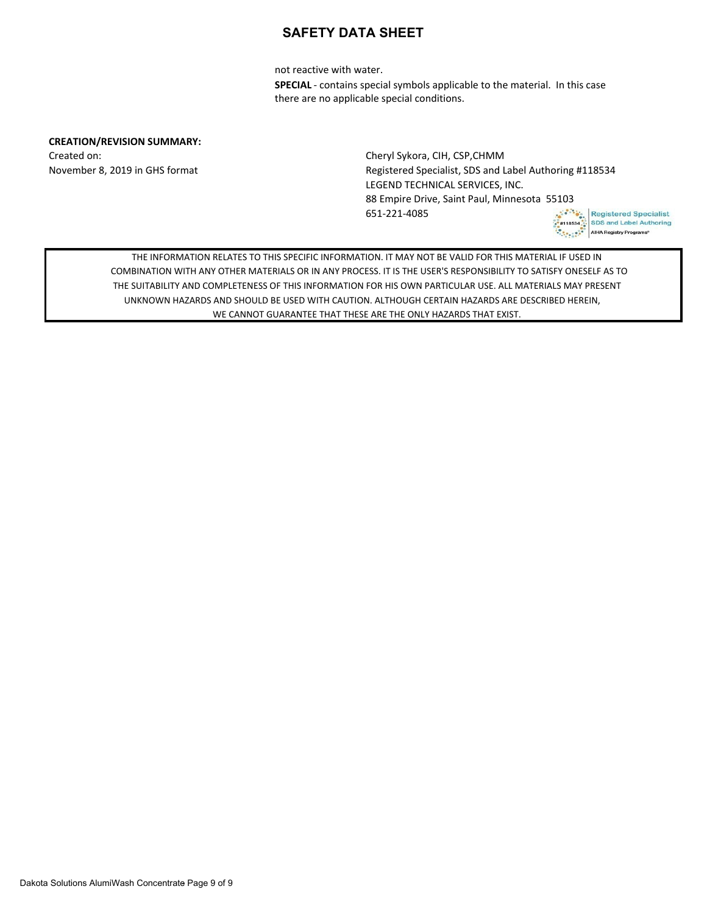not reactive with water.

**SPECIAL** - contains special symbols applicable to the material. In this case there are no applicable special conditions.

**CREATION/REVISION SUMMARY:**

Created on:
November 8, 2019 in GHS format

Cheryl Sykora, CIH, CSP,CHMM
Registered Specialist, SDS and Label Authoring #118534
LEGEND TECHNICAL SERVICES, INC.
88 Empire Drive, Saint Paul, Minnesota 55103
651-221-4085

Registered Specialist
SDS and Label Authoring
AIHA Registry Programs®

THE INFORMATION RELATES TO THIS SPECIFIC INFORMATION. IT MAY NOT BE VALID FOR THIS MATERIAL IF USED IN COMBINATION WITH ANY OTHER MATERIALS OR IN ANY PROCESS. IT IS THE USER'S RESPONSIBILITY TO SATISFY ONESELF AS TO THE SUITABILITY AND COMPLETENESS OF THIS INFORMATION FOR HIS OWN PARTICULAR USE. ALL MATERIALS MAY PRESENT UNKNOWN HAZARDS AND SHOULD BE USED WITH CAUTION. ALTHOUGH CERTAIN HAZARDS ARE DESCRIBED HEREIN, WE CANNOT GUARANTEE THAT THESE ARE THE ONLY HAZARDS THAT EXIST.